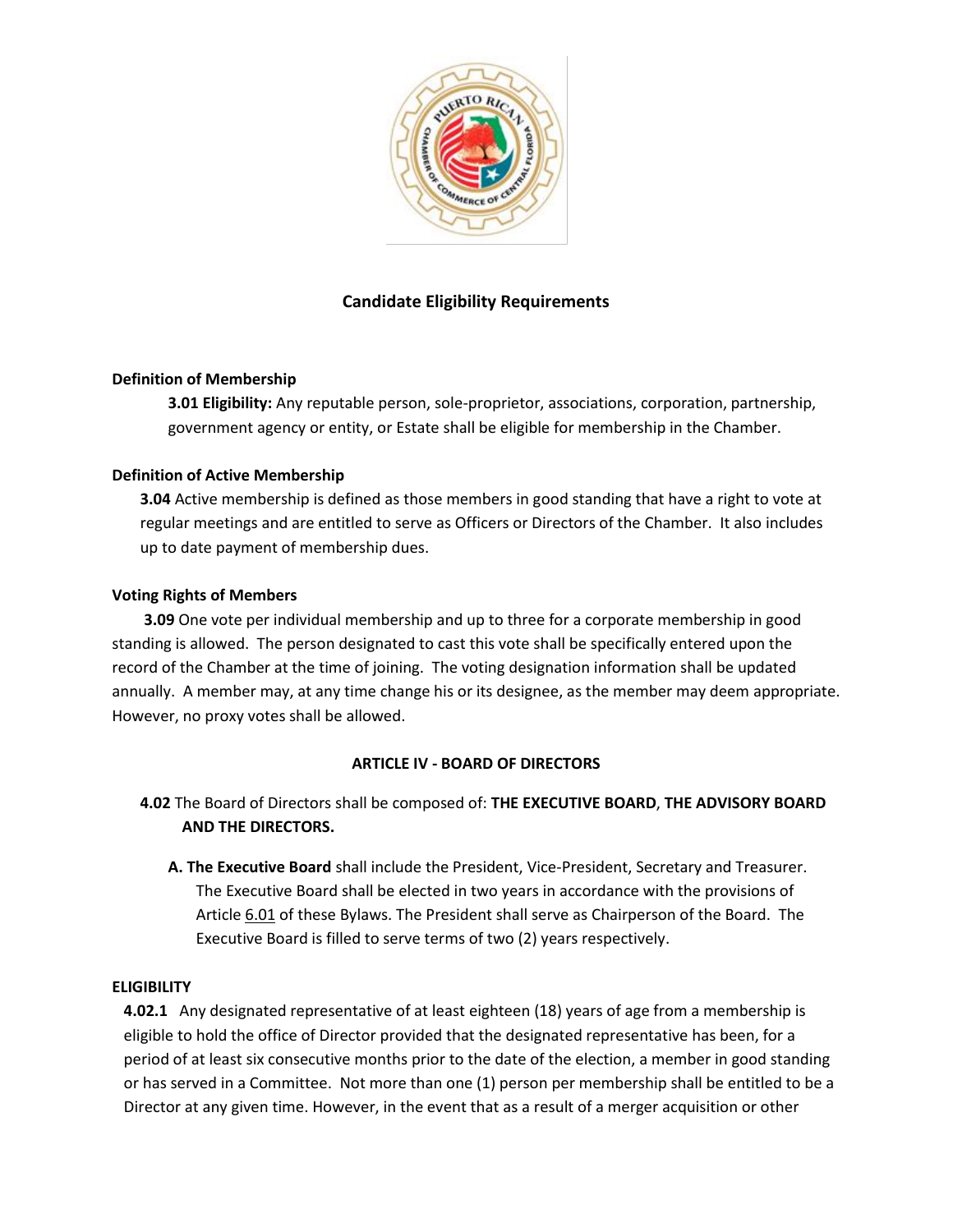## Candidate Eligibility Requirements

**Definition of Membership**

**3.01 Eligibility:** Any reputable person, sole-proprietor, associations, corporation, partnership, government agency or entity, or Estate shall be eligible for membership in the Chamber.

**Definition of Active Membership**

**3.04** Active membership is defined as those members in good standing that have a right to vote at regular meetings and are entitled to serve as Officers or Directors of the Chamber. It also includes up to date payment of membership dues.

**Voting Rights of Members**

**3.09** One vote per individual membership and up to three for a corporate membership in good standing is allowed. The person designated to cast this vote shall be specifically entered upon the record of the Chamber at the time of joining. The voting designation information shall be updated annually. A member may, at any time change his or its designee, as the member may deem appropriate. However, no proxy votes shall be allowed.

### ARTICLE IV - BOARD OF DIRECTORS

**4.02** The Board of Directors shall be composed of: **THE EXECUTIVE BOARD**, **THE ADVISORY BOARD AND THE DIRECTORS.**

**A. The Executive Board** shall include the President, Vice-President, Secretary and Treasurer. The Executive Board shall be elected in two years in accordance with the provisions of Article 6.01 of these Bylaws. The President shall serve as Chairperson of the Board. The Executive Board is filled to serve terms of two (2) years respectively.

**ELIGIBILITY**

**4.02.1** Any designated representative of at least eighteen (18) years of age from a membership is eligible to hold the office of Director provided that the designated representative has been, for a period of at least six consecutive months prior to the date of the election, a member in good standing or has served in a Committee. Not more than one (1) person per membership shall be entitled to be a Director at any given time. However, in the event that as a result of a merger acquisition or other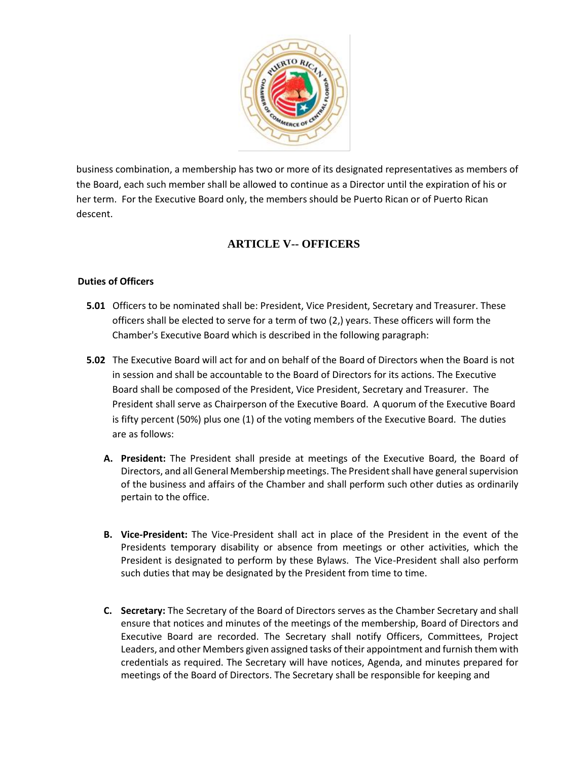business combination, a membership has two or more of its designated representatives as members of the Board, each such member shall be allowed to continue as a Director until the expiration of his or her term. For the Executive Board only, the members should be Puerto Rican or of Puerto Rican descent.

## ARTICLE V-- OFFICERS

**Duties of Officers**

**5.01** Officers to be nominated shall be: President, Vice President, Secretary and Treasurer. These officers shall be elected to serve for a term of two (2,) years. These officers will form the Chamber's Executive Board which is described in the following paragraph:

**5.02** The Executive Board will act for and on behalf of the Board of Directors when the Board is not in session and shall be accountable to the Board of Directors for its actions. The Executive Board shall be composed of the President, Vice President, Secretary and Treasurer. The President shall serve as Chairperson of the Executive Board. A quorum of the Executive Board is fifty percent (50%) plus one (1) of the voting members of the Executive Board. The duties are as follows:

**A. President:** The President shall preside at meetings of the Executive Board, the Board of Directors, and all General Membership meetings. The President shall have general supervision of the business and affairs of the Chamber and shall perform such other duties as ordinarily pertain to the office.

**B. Vice-President:** The Vice-President shall act in place of the President in the event of the Presidents temporary disability or absence from meetings or other activities, which the President is designated to perform by these Bylaws. The Vice-President shall also perform such duties that may be designated by the President from time to time.

**C. Secretary:** The Secretary of the Board of Directors serves as the Chamber Secretary and shall ensure that notices and minutes of the meetings of the membership, Board of Directors and Executive Board are recorded. The Secretary shall notify Officers, Committees, Project Leaders, and other Members given assigned tasks of their appointment and furnish them with credentials as required. The Secretary will have notices, Agenda, and minutes prepared for meetings of the Board of Directors. The Secretary shall be responsible for keeping and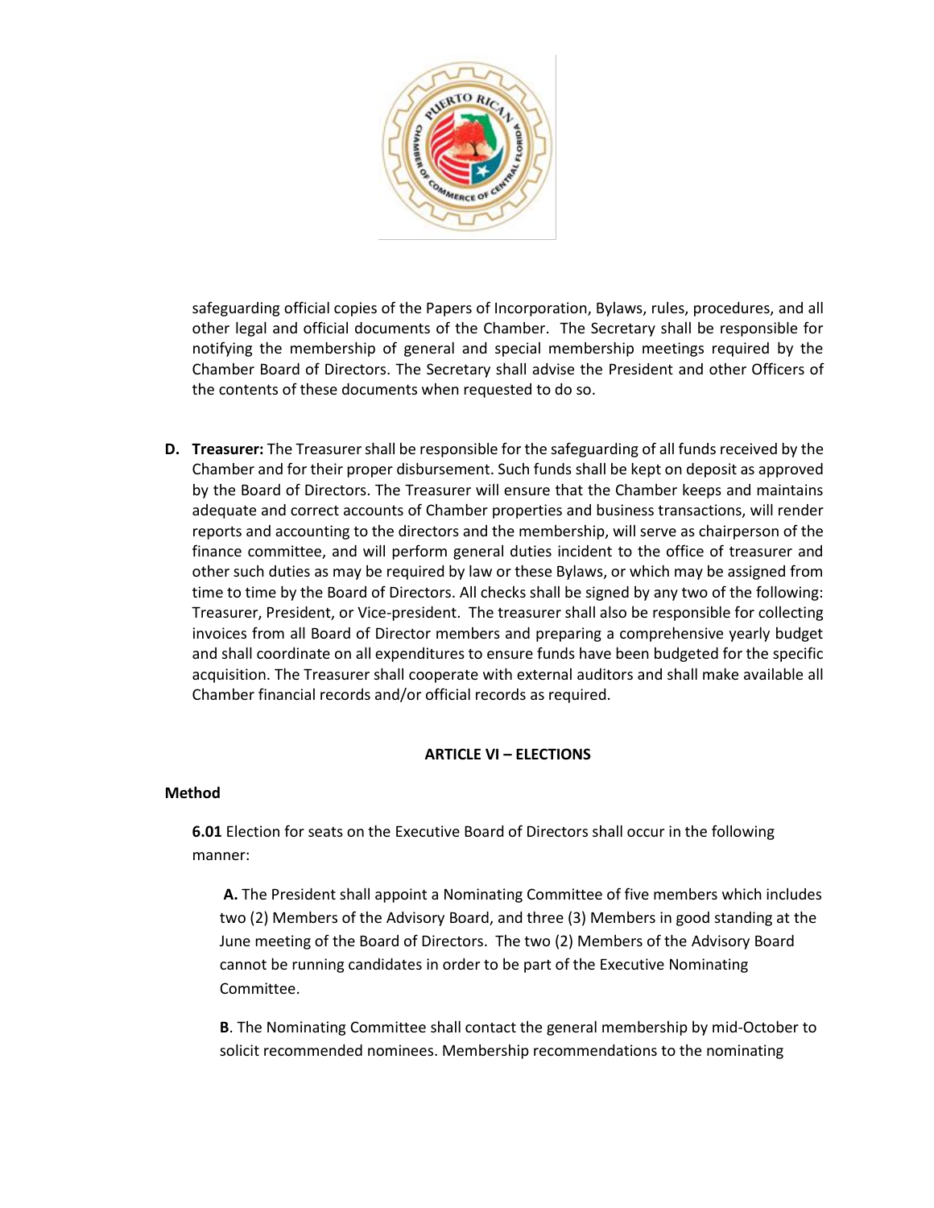safeguarding official copies of the Papers of Incorporation, Bylaws, rules, procedures, and all other legal and official documents of the Chamber. The Secretary shall be responsible for notifying the membership of general and special membership meetings required by the Chamber Board of Directors. The Secretary shall advise the President and other Officers of the contents of these documents when requested to do so.

**D. Treasurer:** The Treasurer shall be responsible for the safeguarding of all funds received by the Chamber and for their proper disbursement. Such funds shall be kept on deposit as approved by the Board of Directors. The Treasurer will ensure that the Chamber keeps and maintains adequate and correct accounts of Chamber properties and business transactions, will render reports and accounting to the directors and the membership, will serve as chairperson of the finance committee, and will perform general duties incident to the office of treasurer and other such duties as may be required by law or these Bylaws, or which may be assigned from time to time by the Board of Directors. All checks shall be signed by any two of the following: Treasurer, President, or Vice-president. The treasurer shall also be responsible for collecting invoices from all Board of Director members and preparing a comprehensive yearly budget and shall coordinate on all expenditures to ensure funds have been budgeted for the specific acquisition. The Treasurer shall cooperate with external auditors and shall make available all Chamber financial records and/or official records as required.

## ARTICLE VI – ELECTIONS

### Method

**6.01** Election for seats on the Executive Board of Directors shall occur in the following manner:

**A.** The President shall appoint a Nominating Committee of five members which includes two (2) Members of the Advisory Board, and three (3) Members in good standing at the June meeting of the Board of Directors. The two (2) Members of the Advisory Board cannot be running candidates in order to be part of the Executive Nominating Committee.

**B**. The Nominating Committee shall contact the general membership by mid-October to solicit recommended nominees. Membership recommendations to the nominating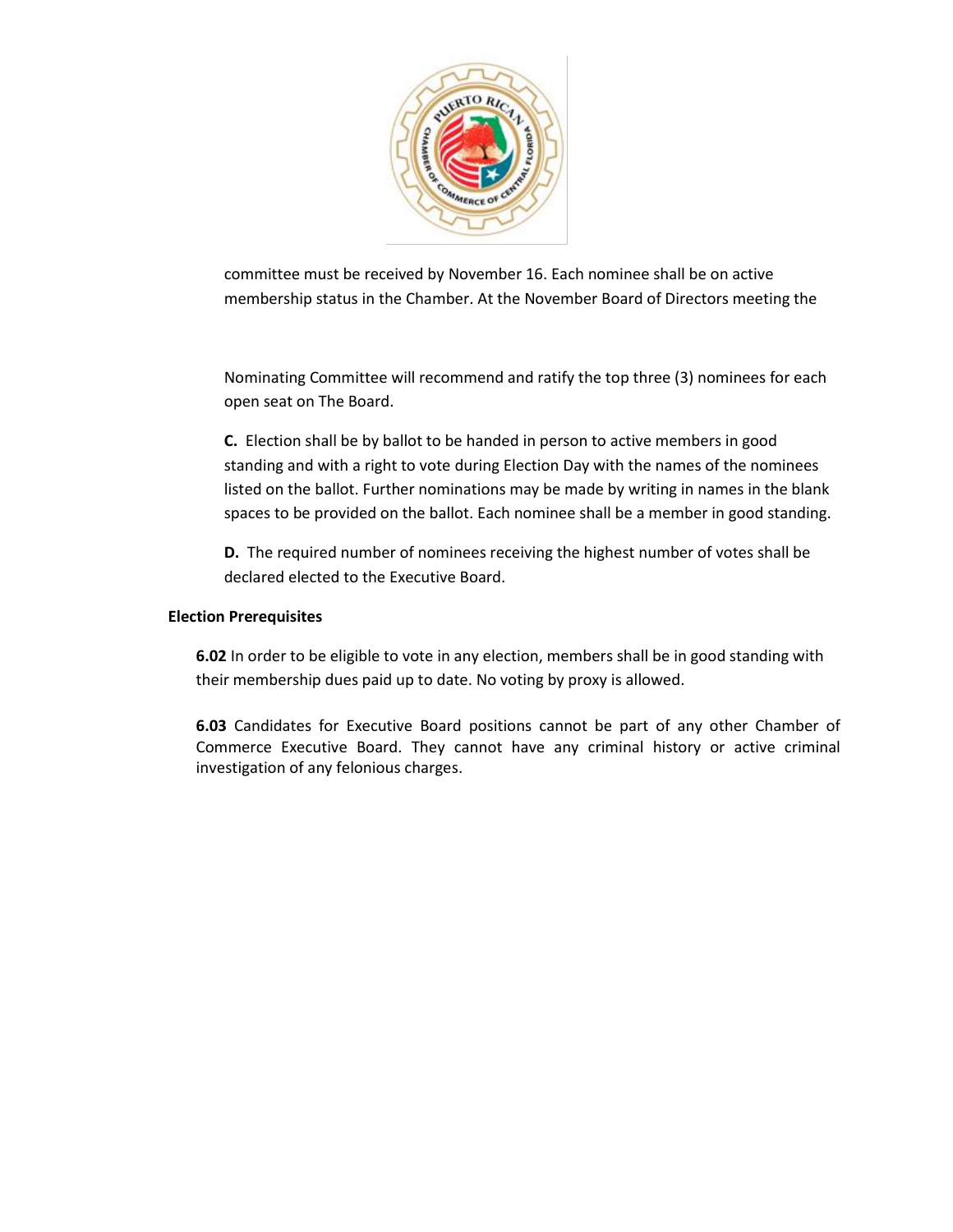committee must be received by November 16. Each nominee shall be on active membership status in the Chamber. At the November Board of Directors meeting the Nominating Committee will recommend and ratify the top three (3) nominees for each open seat on The Board.

**C.** Election shall be by ballot to be handed in person to active members in good standing and with a right to vote during Election Day with the names of the nominees listed on the ballot. Further nominations may be made by writing in names in the blank spaces to be provided on the ballot. Each nominee shall be a member in good standing.

**D.** The required number of nominees receiving the highest number of votes shall be declared elected to the Executive Board.

**Election Prerequisites**

**6.02** In order to be eligible to vote in any election, members shall be in good standing with their membership dues paid up to date. No voting by proxy is allowed.

**6.03** Candidates for Executive Board positions cannot be part of any other Chamber of Commerce Executive Board. They cannot have any criminal history or active criminal investigation of any felonious charges.